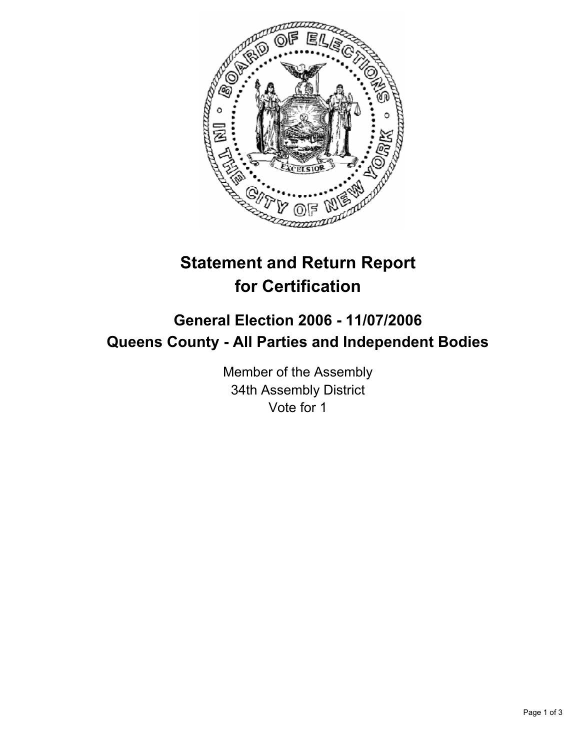# Statement and Return Report for Certification

## General Election 2006 - 11/07/2006
## Queens County - All Parties and Independent Bodies

Member of the Assembly
34th Assembly District
Vote for 1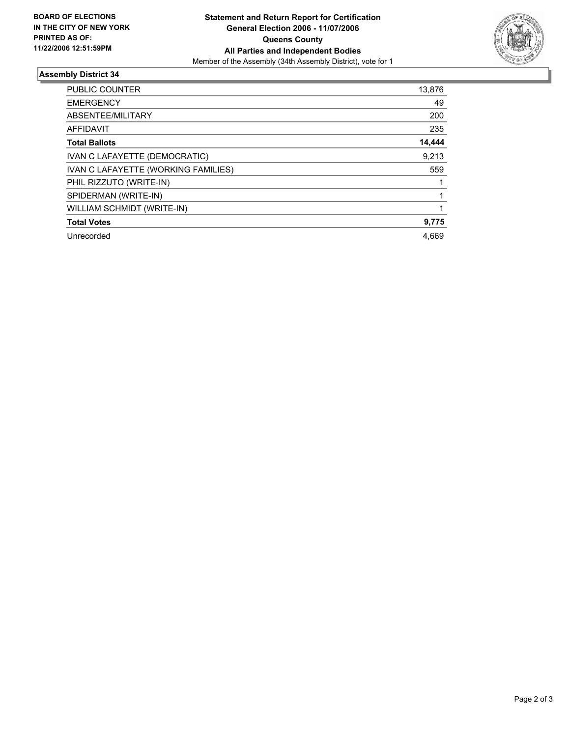**BOARD OF ELECTIONS IN THE CITY OF NEW YORK PRINTED AS OF: 11/22/2006 12:51:59PM**

# Statement and Return Report for Certification
## General Election 2006 - 11/07/2006
## Queens County
## All Parties and Independent Bodies

Member of the Assembly (34th Assembly District), vote for 1

### Assembly District 34

| | |
|---|---:|
| PUBLIC COUNTER | 13,876 |
| EMERGENCY | 49 |
| ABSENTEE/MILITARY | 200 |
| AFFIDAVIT | 235 |
| **Total Ballots** | **14,444** |
| IVAN C LAFAYETTE (DEMOCRATIC) | 9,213 |
| IVAN C LAFAYETTE (WORKING FAMILIES) | 559 |
| PHIL RIZZUTO (WRITE-IN) | 1 |
| SPIDERMAN (WRITE-IN) | 1 |
| WILLIAM SCHMIDT (WRITE-IN) | 1 |
| **Total Votes** | **9,775** |
| Unrecorded | 4,669 |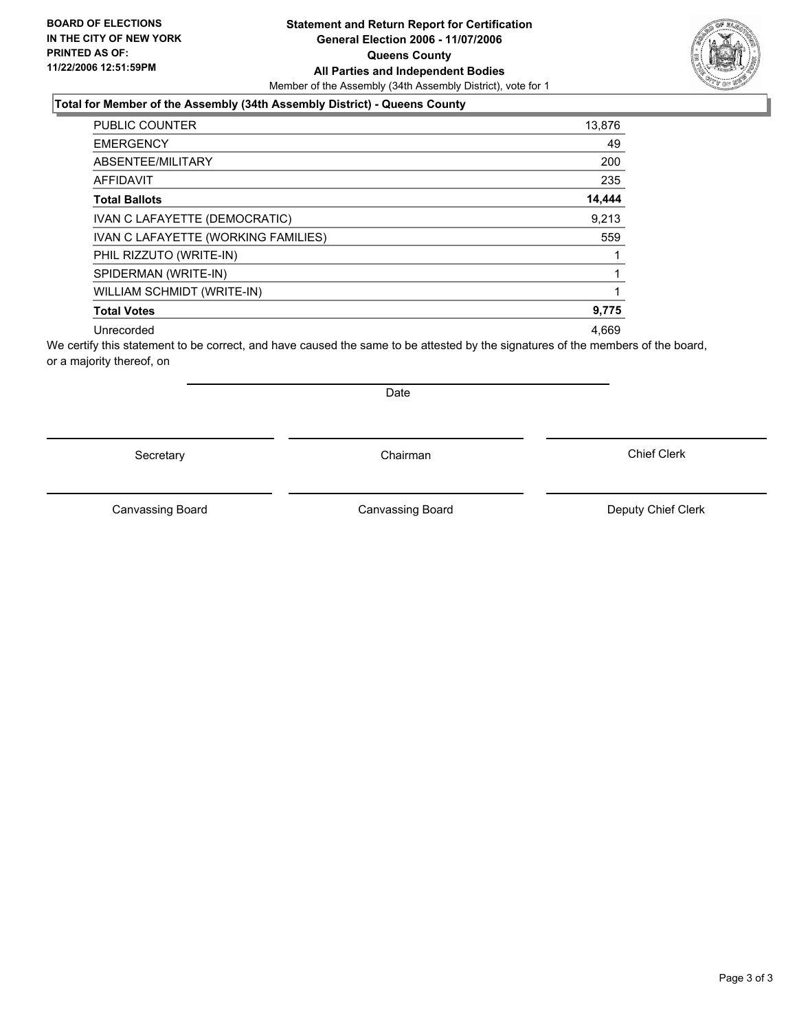**BOARD OF ELECTIONS IN THE CITY OF NEW YORK PRINTED AS OF: 11/22/2006 12:51:59PM**

**Statement and Return Report for Certification**
**General Election 2006 - 11/07/2006**
**Queens County**
**All Parties and Independent Bodies**
Member of the Assembly (34th Assembly District), vote for 1

### Total for Member of the Assembly (34th Assembly District) - Queens County

| | |
|---|---|
| PUBLIC COUNTER | 13,876 |
| EMERGENCY | 49 |
| ABSENTEE/MILITARY | 200 |
| AFFIDAVIT | 235 |
| **Total Ballots** | **14,444** |
| IVAN C LAFAYETTE (DEMOCRATIC) | 9,213 |
| IVAN C LAFAYETTE (WORKING FAMILIES) | 559 |
| PHIL RIZZUTO (WRITE-IN) | 1 |
| SPIDERMAN (WRITE-IN) | 1 |
| WILLIAM SCHMIDT (WRITE-IN) | 1 |
| **Total Votes** | **9,775** |
| Unrecorded | 4,669 |

We certify this statement to be correct, and have caused the same to be attested by the signatures of the members of the board, or a majority thereof, on

Date

| | | |
|---|---|---|
| Secretary | Chairman | Chief Clerk |
| Canvassing Board | Canvassing Board | Deputy Chief Clerk |